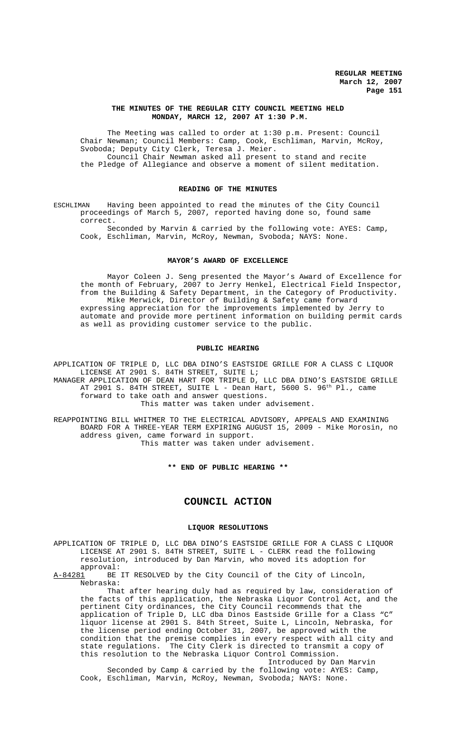# THE MINUTES OF THE REGULAR CITY COUNCIL MEETING HELD MONDAY, MARCH 12, 2007 AT 1:30 P.M.

The Meeting was called to order at 1:30 p.m. Present: Council Chair Newman; Council Members: Camp, Cook, Eschliman, Marvin, McRoy, Svoboda; Deputy City Clerk, Teresa J. Meier.

Council Chair Newman asked all present to stand and recite the Pledge of Allegiance and observe a moment of silent meditation.

## READING OF THE MINUTES

ESCHLIMAN Having been appointed to read the minutes of the City Council proceedings of March 5, 2007, reported having done so, found same correct.

Seconded by Marvin & carried by the following vote: AYES: Camp, Cook, Eschliman, Marvin, McRoy, Newman, Svoboda; NAYS: None.

## MAYOR'S AWARD OF EXCELLENCE

Mayor Coleen J. Seng presented the Mayor's Award of Excellence for the month of February, 2007 to Jerry Henkel, Electrical Field Inspector, from the Building & Safety Department, in the Category of Productivity.

Mike Merwick, Director of Building & Safety came forward expressing appreciation for the improvements implemented by Jerry to automate and provide more pertinent information on building permit cards as well as providing customer service to the public.

## PUBLIC HEARING

APPLICATION OF TRIPLE D, LLC DBA DINO'S EASTSIDE GRILLE FOR A CLASS C LIQUOR LICENSE AT 2901 S. 84TH STREET, SUITE L;

MANAGER APPLICATION OF DEAN HART FOR TRIPLE D, LLC DBA DINO'S EASTSIDE GRILLE AT 2901 S. 84TH STREET, SUITE L - Dean Hart, 5600 S. 96th Pl., came forward to take oath and answer questions.

This matter was taken under advisement.

REAPPOINTING BILL WHITMER TO THE ELECTRICAL ADVISORY, APPEALS AND EXAMINING BOARD FOR A THREE-YEAR TERM EXPIRING AUGUST 15, 2009 - Mike Morosin, no address given, came forward in support.

This matter was taken under advisement.

**\*\* END OF PUBLIC HEARING \*\***

# COUNCIL ACTION

## LIQUOR RESOLUTIONS

APPLICATION OF TRIPLE D, LLC DBA DINO'S EASTSIDE GRILLE FOR A CLASS C LIQUOR LICENSE AT 2901 S. 84TH STREET, SUITE L - CLERK read the following resolution, introduced by Dan Marvin, who moved its adoption for approval:

A-84281 BE IT RESOLVED by the City Council of the City of Lincoln, Nebraska:

That after hearing duly had as required by law, consideration of the facts of this application, the Nebraska Liquor Control Act, and the pertinent City ordinances, the City Council recommends that the application of Triple D, LLC dba Dinos Eastside Grille for a Class "C" liquor license at 2901 S. 84th Street, Suite L, Lincoln, Nebraska, for the license period ending October 31, 2007, be approved with the condition that the premise complies in every respect with all city and state regulations. The City Clerk is directed to transmit a copy of this resolution to the Nebraska Liquor Control Commission.

Introduced by Dan Marvin

Seconded by Camp & carried by the following vote: AYES: Camp, Cook, Eschliman, Marvin, McRoy, Newman, Svoboda; NAYS: None.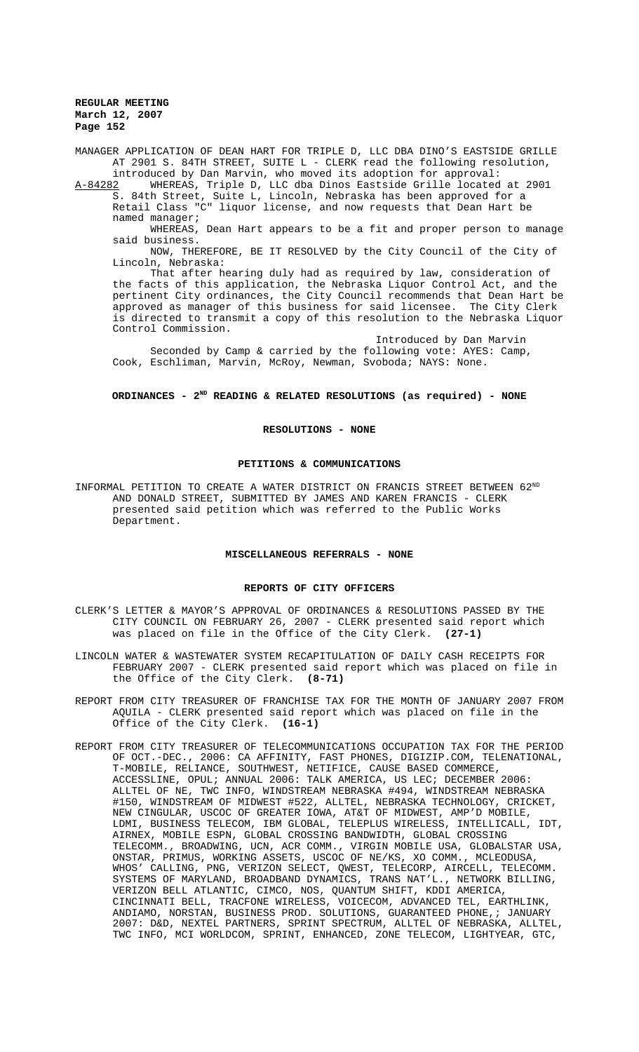MANAGER APPLICATION OF DEAN HART FOR TRIPLE D, LLC DBA DINO'S EASTSIDE GRILLE AT 2901 S. 84TH STREET, SUITE L - CLERK read the following resolution, introduced by Dan Marvin, who moved its adoption for approval:

A-84282 WHEREAS, Triple D, LLC dba Dinos Eastside Grille located at 2901 S. 84th Street, Suite L, Lincoln, Nebraska has been approved for a Retail Class "C" liquor license, and now requests that Dean Hart be named manager;

WHEREAS, Dean Hart appears to be a fit and proper person to manage said business.

NOW, THEREFORE, BE IT RESOLVED by the City Council of the City of Lincoln, Nebraska:

That after hearing duly had as required by law, consideration of the facts of this application, the Nebraska Liquor Control Act, and the pertinent City ordinances, the City Council recommends that Dean Hart be approved as manager of this business for said licensee. The City Clerk is directed to transmit a copy of this resolution to the Nebraska Liquor Control Commission.

Introduced by Dan Marvin

Seconded by Camp & carried by the following vote: AYES: Camp, Cook, Eschliman, Marvin, McRoy, Newman, Svoboda; NAYS: None.

**ORDINANCES - 2ND READING & RELATED RESOLUTIONS (as required) - NONE**

**RESOLUTIONS - NONE**

**PETITIONS & COMMUNICATIONS**

INFORMAL PETITION TO CREATE A WATER DISTRICT ON FRANCIS STREET BETWEEN 62ND AND DONALD STREET, SUBMITTED BY JAMES AND KAREN FRANCIS - CLERK presented said petition which was referred to the Public Works Department.

**MISCELLANEOUS REFERRALS - NONE**

**REPORTS OF CITY OFFICERS**

CLERK'S LETTER & MAYOR'S APPROVAL OF ORDINANCES & RESOLUTIONS PASSED BY THE CITY COUNCIL ON FEBRUARY 26, 2007 - CLERK presented said report which was placed on file in the Office of the City Clerk. **(27-1)**

LINCOLN WATER & WASTEWATER SYSTEM RECAPITULATION OF DAILY CASH RECEIPTS FOR FEBRUARY 2007 - CLERK presented said report which was placed on file in the Office of the City Clerk. **(8-71)**

REPORT FROM CITY TREASURER OF FRANCHISE TAX FOR THE MONTH OF JANUARY 2007 FROM AQUILA - CLERK presented said report which was placed on file in the Office of the City Clerk. **(16-1)**

REPORT FROM CITY TREASURER OF TELECOMMUNICATIONS OCCUPATION TAX FOR THE PERIOD OF OCT.-DEC., 2006: CA AFFINITY, FAST PHONES, DIGIZIP.COM, TELENATIONAL, T-MOBILE, RELIANCE, SOUTHWEST, NETIFICE, CAUSE BASED COMMERCE, ACCESSLINE, OPUL; ANNUAL 2006: TALK AMERICA, US LEC; DECEMBER 2006: ALLTEL OF NE, TWC INFO, WINDSTREAM NEBRASKA #494, WINDSTREAM NEBRASKA #150, WINDSTREAM OF MIDWEST #522, ALLTEL, NEBRASKA TECHNOLOGY, CRICKET, NEW CINGULAR, USCOC OF GREATER IOWA, AT&T OF MIDWEST, AMP'D MOBILE, LDMI, BUSINESS TELECOM, IBM GLOBAL, TELEPLUS WIRELESS, INTELLICALL, IDT, AIRNEX, MOBILE ESPN, GLOBAL CROSSING BANDWIDTH, GLOBAL CROSSING TELECOMM., BROADWING, UCN, ACR COMM., VIRGIN MOBILE USA, GLOBALSTAR USA, ONSTAR, PRIMUS, WORKING ASSETS, USCOC OF NE/KS, XO COMM., MCLEODUSA, WHOS' CALLING, PNG, VERIZON SELECT, QWEST, TELECORP, AIRCELL, TELECOMM. SYSTEMS OF MARYLAND, BROADBAND DYNAMICS, TRANS NAT'L., NETWORK BILLING, VERIZON BELL ATLANTIC, CIMCO, NOS, QUANTUM SHIFT, KDDI AMERICA, CINCINNATI BELL, TRACFONE WIRELESS, VOICECOM, ADVANCED TEL, EARTHLINK, ANDIAMO, NORSTAN, BUSINESS PROD. SOLUTIONS, GUARANTEED PHONE,; JANUARY 2007: D&D, NEXTEL PARTNERS, SPRINT SPECTRUM, ALLTEL OF NEBRASKA, ALLTEL, TWC INFO, MCI WORLDCOM, SPRINT, ENHANCED, ZONE TELECOM, LIGHTYEAR, GTC,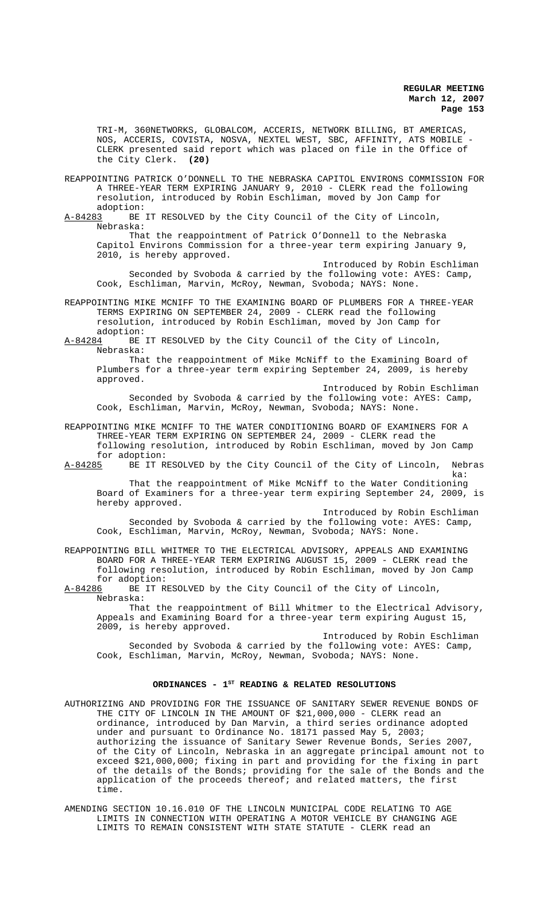TRI-M, 360NETWORKS, GLOBALCOM, ACCERIS, NETWORK BILLING, BT AMERICAS, NOS, ACCERIS, COVISTA, NOSVA, NEXTEL WEST, SBC, AFFINITY, ATS MOBILE - CLERK presented said report which was placed on file in the Office of the City Clerk. **(20)**

REAPPOINTING PATRICK O'DONNELL TO THE NEBRASKA CAPITOL ENVIRONS COMMISSION FOR A THREE-YEAR TERM EXPIRING JANUARY 9, 2010 - CLERK read the following resolution, introduced by Robin Eschliman, moved by Jon Camp for adoption:

A-84283 BE IT RESOLVED by the City Council of the City of Lincoln, Nebraska:

That the reappointment of Patrick O'Donnell to the Nebraska Capitol Environs Commission for a three-year term expiring January 9, 2010, is hereby approved.

Introduced by Robin Eschliman

Seconded by Svoboda & carried by the following vote: AYES: Camp, Cook, Eschliman, Marvin, McRoy, Newman, Svoboda; NAYS: None.

REAPPOINTING MIKE MCNIFF TO THE EXAMINING BOARD OF PLUMBERS FOR A THREE-YEAR TERMS EXPIRING ON SEPTEMBER 24, 2009 - CLERK read the following resolution, introduced by Robin Eschliman, moved by Jon Camp for adoption:

A-84284 BE IT RESOLVED by the City Council of the City of Lincoln, Nebraska:

That the reappointment of Mike McNiff to the Examining Board of Plumbers for a three-year term expiring September 24, 2009, is hereby approved.

Introduced by Robin Eschliman

Seconded by Svoboda & carried by the following vote: AYES: Camp, Cook, Eschliman, Marvin, McRoy, Newman, Svoboda; NAYS: None.

REAPPOINTING MIKE MCNIFF TO THE WATER CONDITIONING BOARD OF EXAMINERS FOR A THREE-YEAR TERM EXPIRING ON SEPTEMBER 24, 2009 - CLERK read the following resolution, introduced by Robin Eschliman, moved by Jon Camp for adoption:

A-84285 BE IT RESOLVED by the City Council of the City of Lincoln, Nebraska:

That the reappointment of Mike McNiff to the Water Conditioning Board of Examiners for a three-year term expiring September 24, 2009, is hereby approved.

Introduced by Robin Eschliman

Seconded by Svoboda & carried by the following vote: AYES: Camp, Cook, Eschliman, Marvin, McRoy, Newman, Svoboda; NAYS: None.

REAPPOINTING BILL WHITMER TO THE ELECTRICAL ADVISORY, APPEALS AND EXAMINING BOARD FOR A THREE-YEAR TERM EXPIRING AUGUST 15, 2009 - CLERK read the following resolution, introduced by Robin Eschliman, moved by Jon Camp for adoption:

A-84286 BE IT RESOLVED by the City Council of the City of Lincoln, Nebraska:

That the reappointment of Bill Whitmer to the Electrical Advisory, Appeals and Examining Board for a three-year term expiring August 15, 2009, is hereby approved.

Introduced by Robin Eschliman

Seconded by Svoboda & carried by the following vote: AYES: Camp, Cook, Eschliman, Marvin, McRoy, Newman, Svoboda; NAYS: None.

## ORDINANCES - 1ST READING & RELATED RESOLUTIONS

AUTHORIZING AND PROVIDING FOR THE ISSUANCE OF SANITARY SEWER REVENUE BONDS OF THE CITY OF LINCOLN IN THE AMOUNT OF $21,000,000 - CLERK read an ordinance, introduced by Dan Marvin, a third series ordinance adopted under and pursuant to Ordinance No. 18171 passed May 5, 2003; authorizing the issuance of Sanitary Sewer Revenue Bonds, Series 2007, of the City of Lincoln, Nebraska in an aggregate principal amount not to exceed $21,000,000; fixing in part and providing for the fixing in part of the details of the Bonds; providing for the sale of the Bonds and the application of the proceeds thereof; and related matters, the first time.

AMENDING SECTION 10.16.010 OF THE LINCOLN MUNICIPAL CODE RELATING TO AGE LIMITS IN CONNECTION WITH OPERATING A MOTOR VEHICLE BY CHANGING AGE LIMITS TO REMAIN CONSISTENT WITH STATE STATUTE - CLERK read an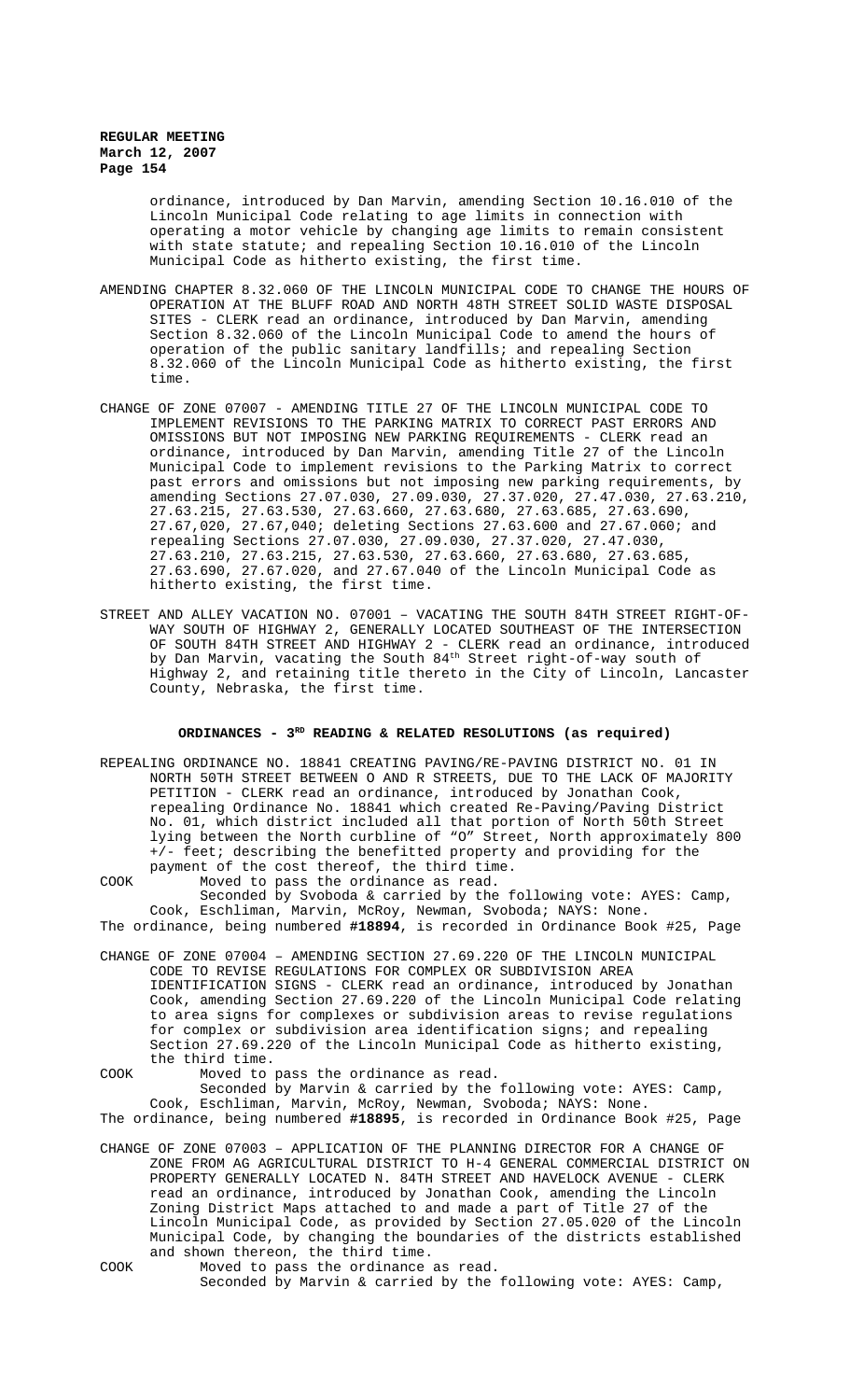ordinance, introduced by Dan Marvin, amending Section 10.16.010 of the Lincoln Municipal Code relating to age limits in connection with operating a motor vehicle by changing age limits to remain consistent with state statute; and repealing Section 10.16.010 of the Lincoln Municipal Code as hitherto existing, the first time.

AMENDING CHAPTER 8.32.060 OF THE LINCOLN MUNICIPAL CODE TO CHANGE THE HOURS OF OPERATION AT THE BLUFF ROAD AND NORTH 48TH STREET SOLID WASTE DISPOSAL SITES - CLERK read an ordinance, introduced by Dan Marvin, amending Section 8.32.060 of the Lincoln Municipal Code to amend the hours of operation of the public sanitary landfills; and repealing Section 8.32.060 of the Lincoln Municipal Code as hitherto existing, the first time.

CHANGE OF ZONE 07007 - AMENDING TITLE 27 OF THE LINCOLN MUNICIPAL CODE TO IMPLEMENT REVISIONS TO THE PARKING MATRIX TO CORRECT PAST ERRORS AND OMISSIONS BUT NOT IMPOSING NEW PARKING REQUIREMENTS - CLERK read an ordinance, introduced by Dan Marvin, amending Title 27 of the Lincoln Municipal Code to implement revisions to the Parking Matrix to correct past errors and omissions but not imposing new parking requirements, by amending Sections 27.07.030, 27.09.030, 27.37.020, 27.47.030, 27.63.210, 27.63.215, 27.63.530, 27.63.660, 27.63.680, 27.63.685, 27.63.690, 27.67,020, 27.67,040; deleting Sections 27.63.600 and 27.67.060; and repealing Sections 27.07.030, 27.09.030, 27.37.020, 27.47.030, 27.63.210, 27.63.215, 27.63.530, 27.63.660, 27.63.680, 27.63.685, 27.63.690, 27.67.020, and 27.67.040 of the Lincoln Municipal Code as hitherto existing, the first time.

STREET AND ALLEY VACATION NO. 07001 – VACATING THE SOUTH 84TH STREET RIGHT-OF-WAY SOUTH OF HIGHWAY 2, GENERALLY LOCATED SOUTHEAST OF THE INTERSECTION OF SOUTH 84TH STREET AND HIGHWAY 2 - CLERK read an ordinance, introduced by Dan Marvin, vacating the South 84th Street right-of-way south of Highway 2, and retaining title thereto in the City of Lincoln, Lancaster County, Nebraska, the first time.

## ORDINANCES - 3RD READING & RELATED RESOLUTIONS (as required)

REPEALING ORDINANCE NO. 18841 CREATING PAVING/RE-PAVING DISTRICT NO. 01 IN NORTH 50TH STREET BETWEEN O AND R STREETS, DUE TO THE LACK OF MAJORITY PETITION - CLERK read an ordinance, introduced by Jonathan Cook, repealing Ordinance No. 18841 which created Re-Paving/Paving District No. 01, which district included all that portion of North 50th Street lying between the North curbline of "O" Street, North approximately 800 +/- feet; describing the benefitted property and providing for the payment of the cost thereof, the third time.

COOK Moved to pass the ordinance as read.

Seconded by Svoboda & carried by the following vote: AYES: Camp, Cook, Eschliman, Marvin, McRoy, Newman, Svoboda; NAYS: None.

The ordinance, being numbered **#18894**, is recorded in Ordinance Book #25, Page

CHANGE OF ZONE 07004 – AMENDING SECTION 27.69.220 OF THE LINCOLN MUNICIPAL CODE TO REVISE REGULATIONS FOR COMPLEX OR SUBDIVISION AREA IDENTIFICATION SIGNS - CLERK read an ordinance, introduced by Jonathan Cook, amending Section 27.69.220 of the Lincoln Municipal Code relating to area signs for complexes or subdivision areas to revise regulations for complex or subdivision area identification signs; and repealing Section 27.69.220 of the Lincoln Municipal Code as hitherto existing, the third time.

COOK Moved to pass the ordinance as read.

Seconded by Marvin & carried by the following vote: AYES: Camp, Cook, Eschliman, Marvin, McRoy, Newman, Svoboda; NAYS: None.

The ordinance, being numbered **#18895**, is recorded in Ordinance Book #25, Page

CHANGE OF ZONE 07003 – APPLICATION OF THE PLANNING DIRECTOR FOR A CHANGE OF ZONE FROM AG AGRICULTURAL DISTRICT TO H-4 GENERAL COMMERCIAL DISTRICT ON PROPERTY GENERALLY LOCATED N. 84TH STREET AND HAVELOCK AVENUE - CLERK read an ordinance, introduced by Jonathan Cook, amending the Lincoln Zoning District Maps attached to and made a part of Title 27 of the Lincoln Municipal Code, as provided by Section 27.05.020 of the Lincoln Municipal Code, by changing the boundaries of the districts established and shown thereon, the third time.

COOK Moved to pass the ordinance as read.

Seconded by Marvin & carried by the following vote: AYES: Camp,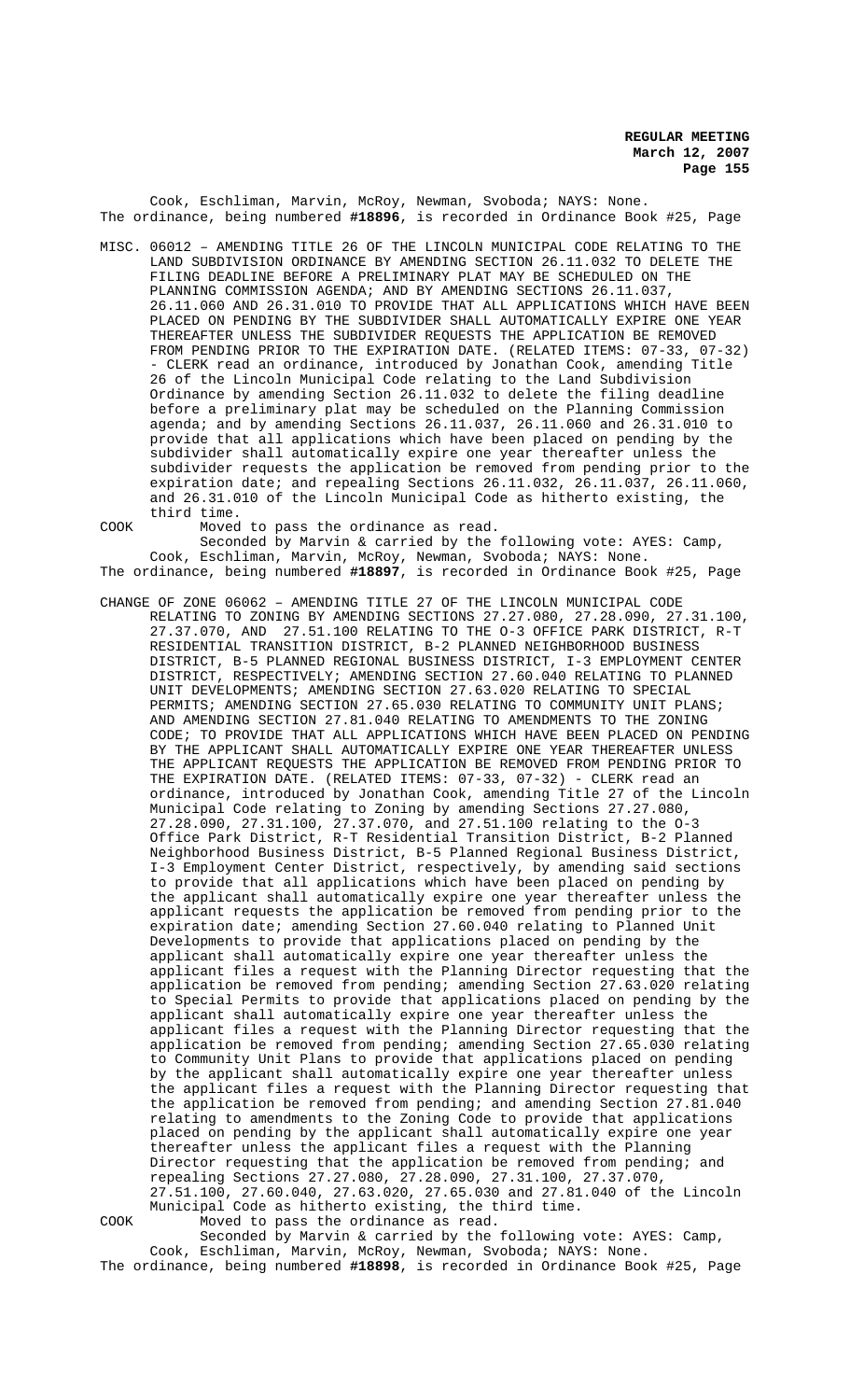Cook, Eschliman, Marvin, McRoy, Newman, Svoboda; NAYS: None.
The ordinance, being numbered **#18896**, is recorded in Ordinance Book #25, Page

MISC. 06012 – AMENDING TITLE 26 OF THE LINCOLN MUNICIPAL CODE RELATING TO THE LAND SUBDIVISION ORDINANCE BY AMENDING SECTION 26.11.032 TO DELETE THE FILING DEADLINE BEFORE A PRELIMINARY PLAT MAY BE SCHEDULED ON THE PLANNING COMMISSION AGENDA; AND BY AMENDING SECTIONS 26.11.037, 26.11.060 AND 26.31.010 TO PROVIDE THAT ALL APPLICATIONS WHICH HAVE BEEN PLACED ON PENDING BY THE SUBDIVIDER SHALL AUTOMATICALLY EXPIRE ONE YEAR THEREAFTER UNLESS THE SUBDIVIDER REQUESTS THE APPLICATION BE REMOVED FROM PENDING PRIOR TO THE EXPIRATION DATE. (RELATED ITEMS: 07-33, 07-32) - CLERK read an ordinance, introduced by Jonathan Cook, amending Title 26 of the Lincoln Municipal Code relating to the Land Subdivision Ordinance by amending Section 26.11.032 to delete the filing deadline before a preliminary plat may be scheduled on the Planning Commission agenda; and by amending Sections 26.11.037, 26.11.060 and 26.31.010 to provide that all applications which have been placed on pending by the subdivider shall automatically expire one year thereafter unless the subdivider requests the application be removed from pending prior to the expiration date; and repealing Sections 26.11.032, 26.11.037, 26.11.060, and 26.31.010 of the Lincoln Municipal Code as hitherto existing, the third time.

COOK Moved to pass the ordinance as read.

Seconded by Marvin & carried by the following vote: AYES: Camp, Cook, Eschliman, Marvin, McRoy, Newman, Svoboda; NAYS: None.
The ordinance, being numbered **#18897**, is recorded in Ordinance Book #25, Page

CHANGE OF ZONE 06062 – AMENDING TITLE 27 OF THE LINCOLN MUNICIPAL CODE RELATING TO ZONING BY AMENDING SECTIONS 27.27.080, 27.28.090, 27.31.100, 27.37.070, AND 27.51.100 RELATING TO THE O-3 OFFICE PARK DISTRICT, R-T RESIDENTIAL TRANSITION DISTRICT, B-2 PLANNED NEIGHBORHOOD BUSINESS DISTRICT, B-5 PLANNED REGIONAL BUSINESS DISTRICT, I-3 EMPLOYMENT CENTER DISTRICT, RESPECTIVELY; AMENDING SECTION 27.60.040 RELATING TO PLANNED UNIT DEVELOPMENTS; AMENDING SECTION 27.63.020 RELATING TO SPECIAL PERMITS; AMENDING SECTION 27.65.030 RELATING TO COMMUNITY UNIT PLANS; AND AMENDING SECTION 27.81.040 RELATING TO AMENDMENTS TO THE ZONING CODE; TO PROVIDE THAT ALL APPLICATIONS WHICH HAVE BEEN PLACED ON PENDING BY THE APPLICANT SHALL AUTOMATICALLY EXPIRE ONE YEAR THEREAFTER UNLESS THE APPLICANT REQUESTS THE APPLICATION BE REMOVED FROM PENDING PRIOR TO THE EXPIRATION DATE. (RELATED ITEMS: 07-33, 07-32) - CLERK read an ordinance, introduced by Jonathan Cook, amending Title 27 of the Lincoln Municipal Code relating to Zoning by amending Sections 27.27.080, 27.28.090, 27.31.100, 27.37.070, and 27.51.100 relating to the O-3 Office Park District, R-T Residential Transition District, B-2 Planned Neighborhood Business District, B-5 Planned Regional Business District, I-3 Employment Center District, respectively, by amending said sections to provide that all applications which have been placed on pending by the applicant shall automatically expire one year thereafter unless the applicant requests the application be removed from pending prior to the expiration date; amending Section 27.60.040 relating to Planned Unit Developments to provide that applications placed on pending by the applicant shall automatically expire one year thereafter unless the applicant files a request with the Planning Director requesting that the application be removed from pending; amending Section 27.63.020 relating to Special Permits to provide that applications placed on pending by the applicant shall automatically expire one year thereafter unless the applicant files a request with the Planning Director requesting that the application be removed from pending; amending Section 27.65.030 relating to Community Unit Plans to provide that applications placed on pending by the applicant shall automatically expire one year thereafter unless the applicant files a request with the Planning Director requesting that the application be removed from pending; and amending Section 27.81.040 relating to amendments to the Zoning Code to provide that applications placed on pending by the applicant shall automatically expire one year thereafter unless the applicant files a request with the Planning Director requesting that the application be removed from pending; and repealing Sections 27.27.080, 27.28.090, 27.31.100, 27.37.070, 27.51.100, 27.60.040, 27.63.020, 27.65.030 and 27.81.040 of the Lincoln Municipal Code as hitherto existing, the third time.

COOK Moved to pass the ordinance as read.

Seconded by Marvin & carried by the following vote: AYES: Camp, Cook, Eschliman, Marvin, McRoy, Newman, Svoboda; NAYS: None.
The ordinance, being numbered **#18898**, is recorded in Ordinance Book #25, Page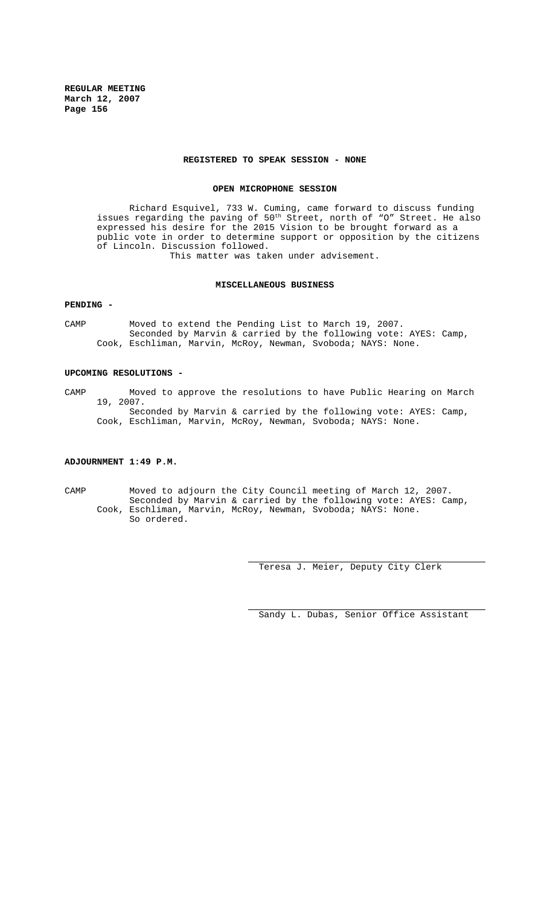**REGISTERED TO SPEAK SESSION - NONE**

**OPEN MICROPHONE SESSION**

Richard Esquivel, 733 W. Cuming, came forward to discuss funding issues regarding the paving of 50th Street, north of "O" Street. He also expressed his desire for the 2015 Vision to be brought forward as a public vote in order to determine support or opposition by the citizens of Lincoln. Discussion followed.

This matter was taken under advisement.

**MISCELLANEOUS BUSINESS**

**PENDING -**

CAMP Moved to extend the Pending List to March 19, 2007.
Seconded by Marvin & carried by the following vote: AYES: Camp, Cook, Eschliman, Marvin, McRoy, Newman, Svoboda; NAYS: None.

**UPCOMING RESOLUTIONS -**

CAMP Moved to approve the resolutions to have Public Hearing on March 19, 2007.
Seconded by Marvin & carried by the following vote: AYES: Camp, Cook, Eschliman, Marvin, McRoy, Newman, Svoboda; NAYS: None.

**ADJOURNMENT 1:49 P.M.**

CAMP Moved to adjourn the City Council meeting of March 12, 2007.
Seconded by Marvin & carried by the following vote: AYES: Camp, Cook, Eschliman, Marvin, McRoy, Newman, Svoboda; NAYS: None.
So ordered.

Teresa J. Meier, Deputy City Clerk

Sandy L. Dubas, Senior Office Assistant